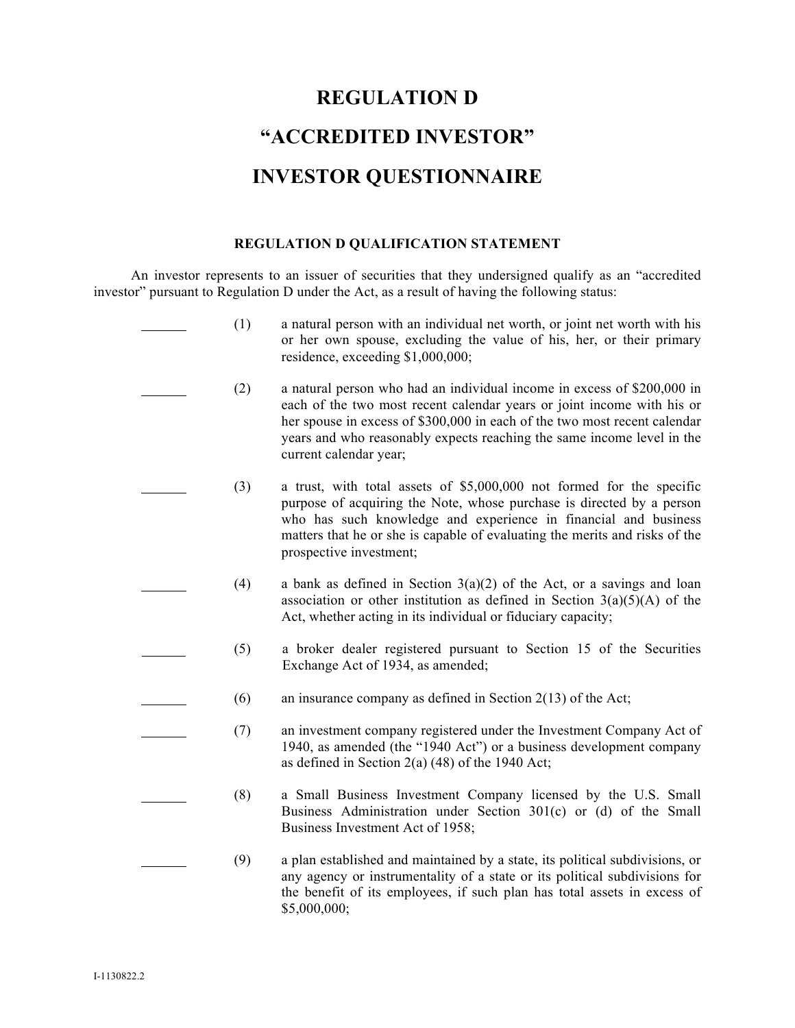# REGULATION D

# "ACCREDITED INVESTOR"

# INVESTOR QUESTIONNAIRE

### REGULATION D QUALIFICATION STATEMENT

An investor represents to an issuer of securities that they undersigned qualify as an "accredited investor" pursuant to Regulation D under the Act, as a result of having the following status:

_______ (1) a natural person with an individual net worth, or joint net worth with his or her own spouse, excluding the value of his, her, or their primary residence, exceeding $1,000,000;

_______ (2) a natural person who had an individual income in excess of $200,000 in each of the two most recent calendar years or joint income with his or her spouse in excess of $300,000 in each of the two most recent calendar years and who reasonably expects reaching the same income level in the current calendar year;

_______ (3) a trust, with total assets of $5,000,000 not formed for the specific purpose of acquiring the Note, whose purchase is directed by a person who has such knowledge and experience in financial and business matters that he or she is capable of evaluating the merits and risks of the prospective investment;

_______ (4) a bank as defined in Section 3(a)(2) of the Act, or a savings and loan association or other institution as defined in Section 3(a)(5)(A) of the Act, whether acting in its individual or fiduciary capacity;

_______ (5) a broker dealer registered pursuant to Section 15 of the Securities Exchange Act of 1934, as amended;

_______ (6) an insurance company as defined in Section 2(13) of the Act;

_______ (7) an investment company registered under the Investment Company Act of 1940, as amended (the "1940 Act") or a business development company as defined in Section 2(a) (48) of the 1940 Act;

_______ (8) a Small Business Investment Company licensed by the U.S. Small Business Administration under Section 301(c) or (d) of the Small Business Investment Act of 1958;

_______ (9) a plan established and maintained by a state, its political subdivisions, or any agency or instrumentality of a state or its political subdivisions for the benefit of its employees, if such plan has total assets in excess of $5,000,000;

I-1130822.2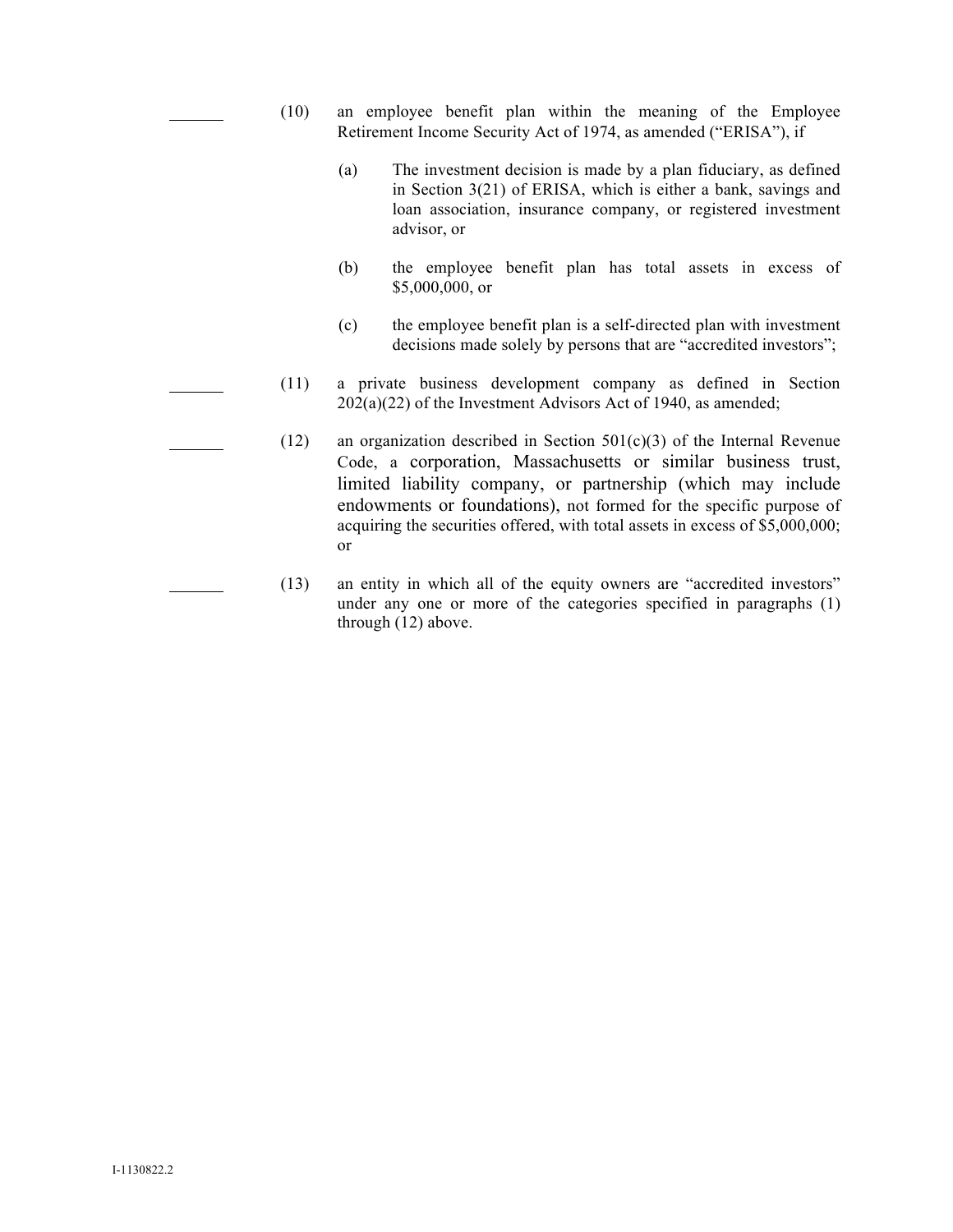_______ (10) an employee benefit plan within the meaning of the Employee Retirement Income Security Act of 1974, as amended ("ERISA"), if

(a) The investment decision is made by a plan fiduciary, as defined in Section 3(21) of ERISA, which is either a bank, savings and loan association, insurance company, or registered investment advisor, or

(b) the employee benefit plan has total assets in excess of $5,000,000, or

(c) the employee benefit plan is a self-directed plan with investment decisions made solely by persons that are "accredited investors";

_______ (11) a private business development company as defined in Section 202(a)(22) of the Investment Advisors Act of 1940, as amended;

_______ (12) an organization described in Section 501(c)(3) of the Internal Revenue Code, a corporation, Massachusetts or similar business trust, limited liability company, or partnership (which may include endowments or foundations), not formed for the specific purpose of acquiring the securities offered, with total assets in excess of $5,000,000; or

_______ (13) an entity in which all of the equity owners are "accredited investors" under any one or more of the categories specified in paragraphs (1) through (12) above.

I-1130822.2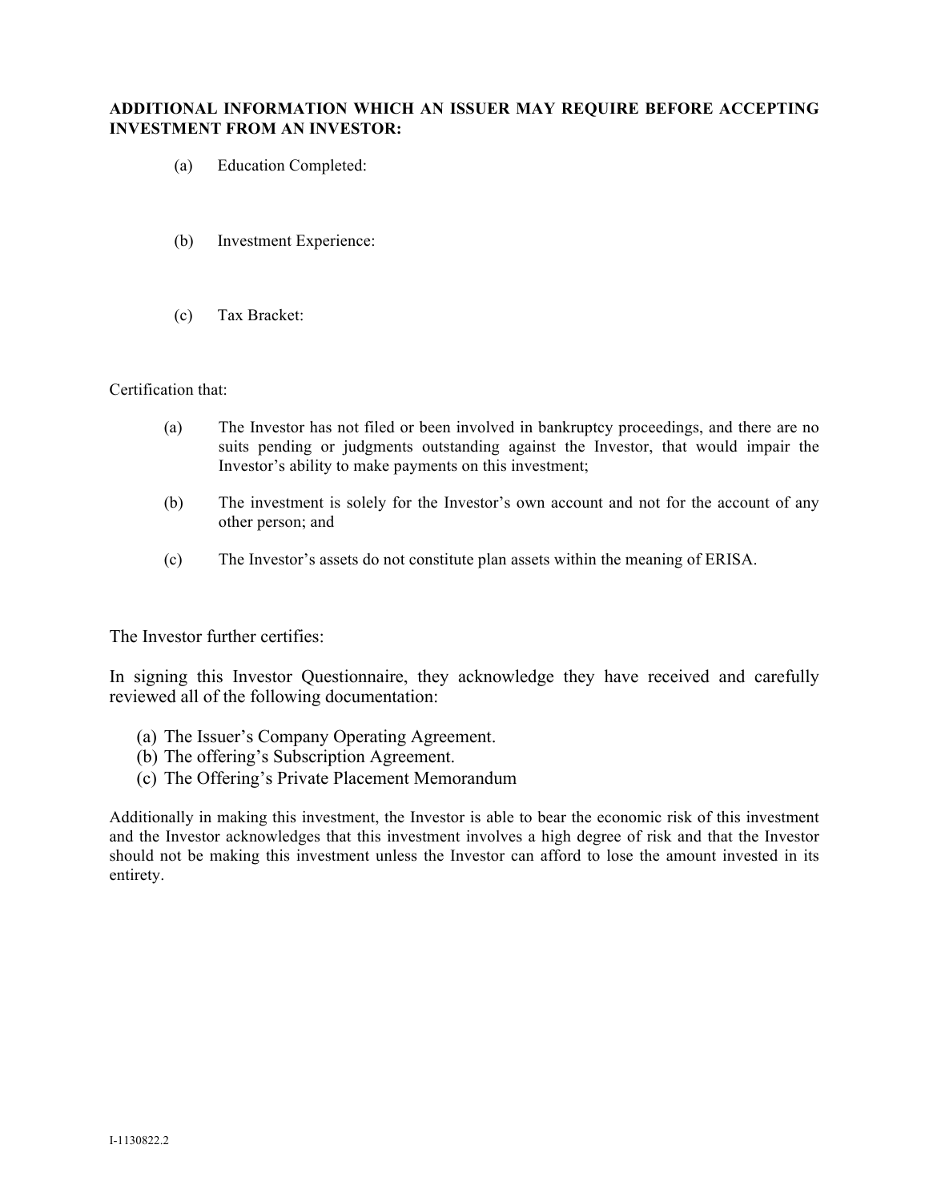**ADDITIONAL INFORMATION WHICH AN ISSUER MAY REQUIRE BEFORE ACCEPTING INVESTMENT FROM AN INVESTOR:**

(a) Education Completed:

(b) Investment Experience:

(c) Tax Bracket:

Certification that:

(a) The Investor has not filed or been involved in bankruptcy proceedings, and there are no suits pending or judgments outstanding against the Investor, that would impair the Investor's ability to make payments on this investment;

(b) The investment is solely for the Investor's own account and not for the account of any other person; and

(c) The Investor's assets do not constitute plan assets within the meaning of ERISA.

The Investor further certifies:

In signing this Investor Questionnaire, they acknowledge they have received and carefully reviewed all of the following documentation:

(a) The Issuer's Company Operating Agreement.
(b) The offering's Subscription Agreement.
(c) The Offering's Private Placement Memorandum

Additionally in making this investment, the Investor is able to bear the economic risk of this investment and the Investor acknowledges that this investment involves a high degree of risk and that the Investor should not be making this investment unless the Investor can afford to lose the amount invested in its entirety.

I-1130822.2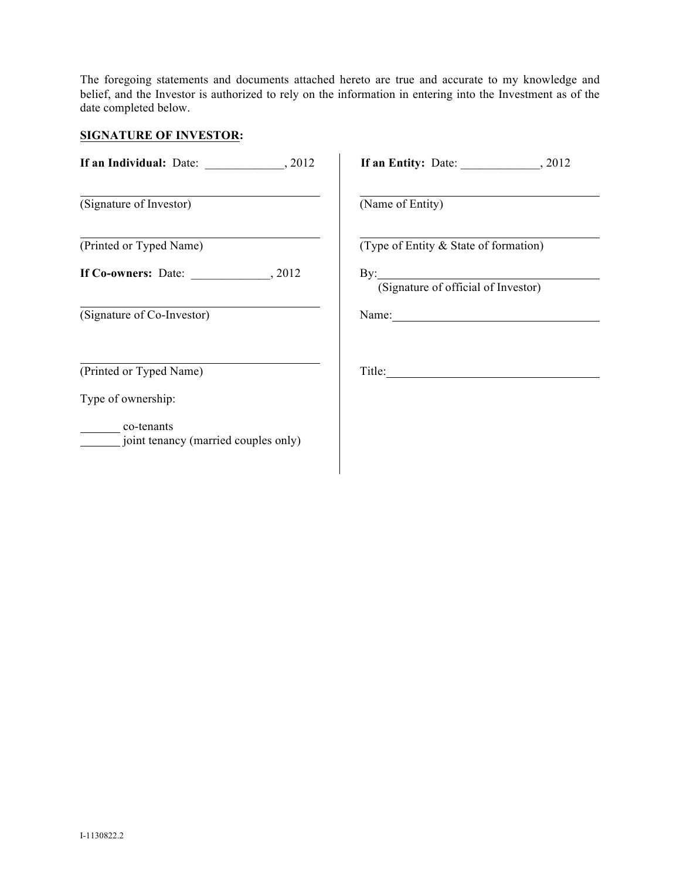The foregoing statements and documents attached hereto are true and accurate to my knowledge and belief, and the Investor is authorized to rely on the information in entering into the Investment as of the date completed below.

**SIGNATURE OF INVESTOR:**

**If an Individual:** Date: _____________, 2012

_______________________________________
(Signature of Investor)

_______________________________________
(Printed or Typed Name)

**If Co-owners:** Date: _____________, 2012

_______________________________________
(Signature of Co-Investor)

_______________________________________
(Printed or Typed Name)

Type of ownership:

_______ co-tenants
_______ joint tenancy (married couples only)

**If an Entity:** Date: _____________, 2012

_______________________________________
(Name of Entity)

_______________________________________
(Type of Entity & State of formation)

By:_____________________________________
(Signature of official of Investor)

Name:__________________________________

Title:___________________________________

I-1130822.2